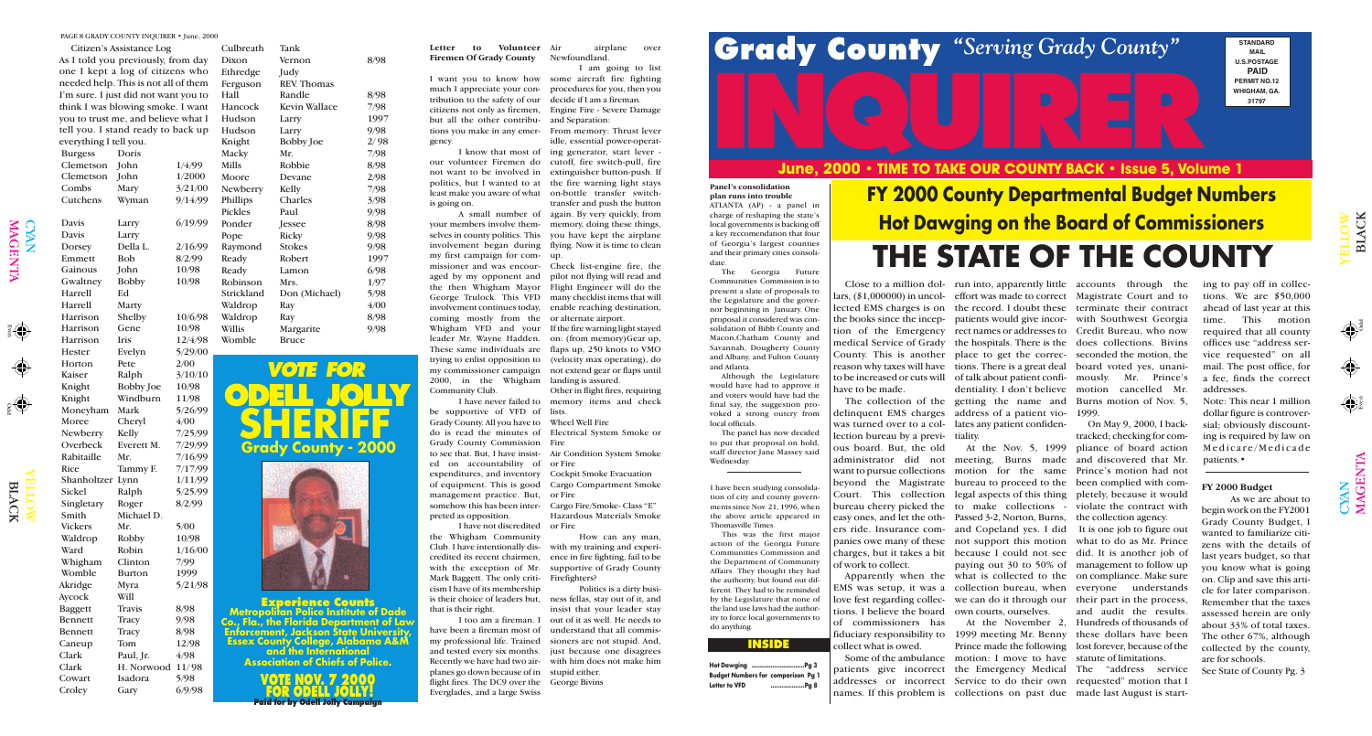Citizen's Assistance Log

As I told you previously, from day one I kept a log of citizens who needed help. This is not all of them I'm sure. I just did not want you to think I was blowing smoke. I want you to trust me, and believe what I tell you. I stand ready to back up everything I tell you.

| | | |
|---|---|---|
| Burgess | Doris | |
| Clemetson | John | 1/4/99 |
| Clemetson | John | 1/2000 |
| Combs | Mary | 3/21/00 |
| Cutchens | Wyman | 9/14/99 |
| Davis | Larry | 6/19/99 |
| Davis | Larry | |
| Dorsey | Della L. | 2/16/99 |
| Emmett | Bob | 8/2/99 |
| Gainous | John | 10/98 |
| Gwaltney | Bobby | 10/98 |
| Harrell | Ed | |
| Harrell | Marty | |
| Harrison | Shelby | 10/6/98 |
| Harrison | Gene | 10/98 |
| Harrison | Iris | 12/4/98 |
| Hester | Evelyn | 5/29/00 |
| Horton | Pete | 2/00 |
| Kaiser | Ralph | 3/10/10 |
| Knight | Bobby Joe | 10/98 |
| Knight | Windburn | 11/98 |
| Moneyham | Mark | 5/26/99 |
| Moree | Cheryl | 4/00 |
| Newberry | Kelly | 7/25/99 |
| Overbeck | Everett M. | 7/29/99 |
| Rabitaille | Mr. | 7/16/99 |
| Rice | Tammy F. | 7/17/99 |
| Shanholtzer | Lynn | 1/11/99 |
| Sickel | Ralph | 5/25/99 |
| Singletary | Roger | 8/2/99 |
| Smith | Michael D. | |
| Vickers | Mr. | 5/00 |
| Waldrop | Robby | 10/98 |
| Ward | Robin | 1/16/00 |
| Whigham | Clinton | 7/99 |
| Womble | Burton | 1999 |
| Akridge | Myra | 5/21/98 |
| Aycock | Will | |
| Baggett | Travis | 8/98 |
| Bennett | Tracy | 9/98 |
| Bennett | Tracy | 8/98 |
| Caneup | Tom | 12/98 |
| Clark | Paul, Jr. | 4/98 |
| Clark | H. Norwood | 11/98 |
| Cowart | Isadora | 5/98 |
| Croley | Gary | 6/9/98 |
| Culbreath | Tank | |
| Dixon | Vernon | 8/98 |
| Ethredge | Judy | |
| Ferguson | REV. Thomas | |
| Hall | Randle | 8/98 |
| Hancock | Kevin Wallace | 7/98 |
| Hudson | Larry | 1997 |
| Hudson | Larry | 9/98 |
| Knight | Bobby Joe | 2/98 |
| Macky | Mr. | 7/98 |
| Mills | Robbie | 8/98 |
| Moore | Devane | 2/98 |
| Newberry | Kelly | 7/98 |
| Phillips | Charles | 3/98 |
| Pickles | Paul | 9/98 |
| Ponder | Jessee | 8/98 |
| Pope | Ricky | 9/98 |
| Raymond | Stokes | 9/98 |
| Ready | Robert | 1997 |
| Ready | Lamon | 6/98 |
| Robinson | Mrs. | 1/97 |
| Strickland | Don (Michael) | 5/98 |
| Waldrop | Ray | 4/00 |
| Waldrop | Ray | 8/98 |
| Willis | Margarite | 9/98 |
| Womble | Bruce | |

**VOTE FOR ODELL JOLLY SHERIFF**
**Grady County - 2000**

**Experience Counts**
**Metropolitan Police Institute of Dade Co., Fla., the Florida Department of Law Enforcement, Jackson State University, Essex County College, Alabama A&M and the International Association of Chiefs of Police.**

**VOTE NOV. 7, 2000 FOR ODELL JOLLY!**
**Paid for by Odell Jolly Campaign**

## Letter to Volunteer Firemen Of Grady County

I want you to know how much I appreciate your contribution to the safety of our citizens not only as firemen, but all the other contributions you make in any emergency.

I know that most of our volunteer Firemen do not want to be involved in politics, but I wanted to at least make you aware of what is going on.

A small number of your members involve themselves in county politics. This involvement began during my first campaign for commissioner and was encouraged by my opponent and the then Whigham Mayor George Trulock. This VFD involvement continues today, coming mostly from the Whigham VFD and your leader Mr. Wayne Hadden. These same individuals are trying to enlist opposition to my commissioner campaign 2000, in the Whigham Community Club.

I have never failed to be supportive of VFD of Grady County. All you have to do is read the minutes of Grady County Commission to see that. But, I have insisted on accountability of expenditures, and inventory of equipment. This is good management practice. But, somehow this has been interpreted as opposition.

I have not discredited the Whigham Community Club. I have intentionally discredited its recent chairmen, with the exception of Mr. Mark Baggett. The only criticism I have of its membership is their choice of leaders but, that is their right.

I too am a fireman. I have been a fireman most of my professional life. Trained and tested every six months. Recently we have had two airplanes go down because of in flight fires. The DC9 over the Everglades, and a large Swiss Air airplane over Newfoundland.

I am going to list some aircraft fire fighting procedures for you, then you decide if I am a fireman.

Engine Fire - Severe Damage and Separation:

From memory: Thrust lever idle, essential power-operating generator, start lever - cutoff, fire switch-pull, fire extinguisher button-push. If the fire warning light stays on-bottle transfer switch-transfer and push the button again. By very quickly, from memory, doing these things, you have kept the airplane flying. Now it is time to clean up.

Check list-Engine fire, the pilot not flying will read and Flight Engineer will do the many checklist items that will enable reaching destination, or alternate airport.

If the fire warning light stayed on: (from memory)Gear up, flaps up, 250 knots to VMO (velocity max operating), do not extend gear or flaps until landing is assured.

Other in flight fires, requiring memory items and check lists.

Wheel Well Fire

Electrical System Smoke or Fire

Air Condition System Smoke or Fire

Cockpit Smoke Evacuation

Cargo Compartment Smoke or Fire

Cargo Fire/Smoke- Class "E" Hazardous Materials Smoke or Fire

How can any man, with my training and experience in fire fighting, fail to be supportive of Grady County Firefighters?

Politics is a dirty business fellas, stay out of it, and insist that your leader stay out of it as well. He needs to understand that all commissioners are not stupid. And, just because one disagrees with him does not make him stupid either.

George Bivins

# Grady County INQUIRER
*"Serving Grady County"*

STANDARD MAIL
U.S.POSTAGE
PAID
PERMIT NO.12
WHIGHAM, GA.
31797

**June, 2000 • TIME TO TAKE OUR COUNTY BACK • Issue 5, Volume 1**

## FY 2000 County Departmental Budget Numbers
## Hot Dawging on the Board of Commissioners
# THE STATE OF THE COUNTY

**Panel's consolidation plan runs into trouble**

ATLANTA (AP) - a panel in charge of reshaping the state's local governments is backing off a key reccomendation that four of Georgia's largest counties and their primary cities consolidate.

The Georgia Future Communities Commission is to present a slate of proposals to the Legislature and the governor beginning in January. One proposal it considered was consolidation of Bibb County and Macon,Chatham County and Savannah, Dougherty County and Albany, and Fulton County and Atlanta.

Although the Legislature would have had to approve it and voters would have had the final say, the suggestion provoked a strong outcry from local officials.

The panel has now decided to put that proposal on hold, staff director Jane Massey said Wednesday.

---

I have been studying consolidation of city and county governments since Nov. 21, 1996, when the above article appeared in Thomasville Times.

This was the first major action of the Georgia Future Communities Commission and the Department of Community Affairs. They thought they had the authority, but found out different. They had to be reminded by the Legislature that none of the land use laws had the authority to force local governments to do anything.

**INSIDE**

Hot Dawging ....................................Pg 3
Budget Numbers for comparison Pg 1
Letter to VFD ......................Pg 8

Close to a million dollars, ($1,000000) in uncollected EMS charges is on the books since the inception of the Emergency medical Service of Grady County. This is another reason why taxes will have to be increased or cuts will have to be made.

The collection of the delinquent EMS charges was turned over to a collection bureau by a previous board. But, the old administrator did not want to pursue collections beyond the Magistrate Court. This collection bureau cherry picked the easy ones, and let the others ride. Insurance companies owe many of these charges, but it takes a bit of work to collect.

Apparently when the EMS was setup, it was a love fest regarding collections. I believe the board of commissioners has fiduciary responsibility to collect what is owed.

Some of the ambulance patients give incorrect addresses or incorrect names. If this problem is run into, apparently little effort was made to correct the record. I doubt these patients would give incorrect names or addresses to the hospitals. There is the place to get the corrections. There is a great deal of talk about patient confidentiality. I don't believe getting the name and address of a patient violates any patient confidentiality.

At the Nov. 5, 1999 meeting, Burns made motion for the same bureau to proceed to the legal aspects of this thing to make collections - Passed 3-2, Norton, Burns, and Copeland yes. I did not support this motion because I could not see paying out 30 to 50% of what is collected to the collection bureau, when we can do it through our own courts, ourselves.

At the November 2, 1999 meeting Mr. Benny Prince made the following motion: I move to have the Emergency Medical Service to do their own collections on past due accounts through the Magistrate Court and to terminate their contract with Southwest Georgia Credit Bureau, who now does collections. Bivins seconded the motion, the board voted yes, unanimously. Mr. Prince's motion cancelled Mr. Burns motion of Nov. 5, 1999.

On May 9, 2000, I backtracked; checking for compliance of board action and discovered that Mr. Prince's motion had not been complied with completely, because it would violate the contract with the collection agency.

It is one job to figure out what to do as Mr. Prince did. It is another job of management to follow up on compliance. Make sure everyone understands their part in the process, and audit the results. Hundreds of thousands of these dollars have been lost forever, because of the statute of limitations.

The "address service requested" motion that I made last August is starting to pay off in collections. We are $50,000 ahead of last year at this time. This motion required that all county offices use "address service requested" on all mail. The post office, for a fee, finds the correct addresses.

Note: This near 1 million dollar figure is controversial; obviously discounting is required by law on Medicare/Medicade patients.•

**FY 2000 Budget**

As we are about to begin work on the FY2001 Grady County Budget, I wanted to familiarize citizens with the details of last years budget, so that you know what is going on. Clip and save this article for later comparison. Remember that the taxes assessed herein are only about 33% of total taxes. The other 67%, although collected by the county, are for schools.

See State of County Pg. 3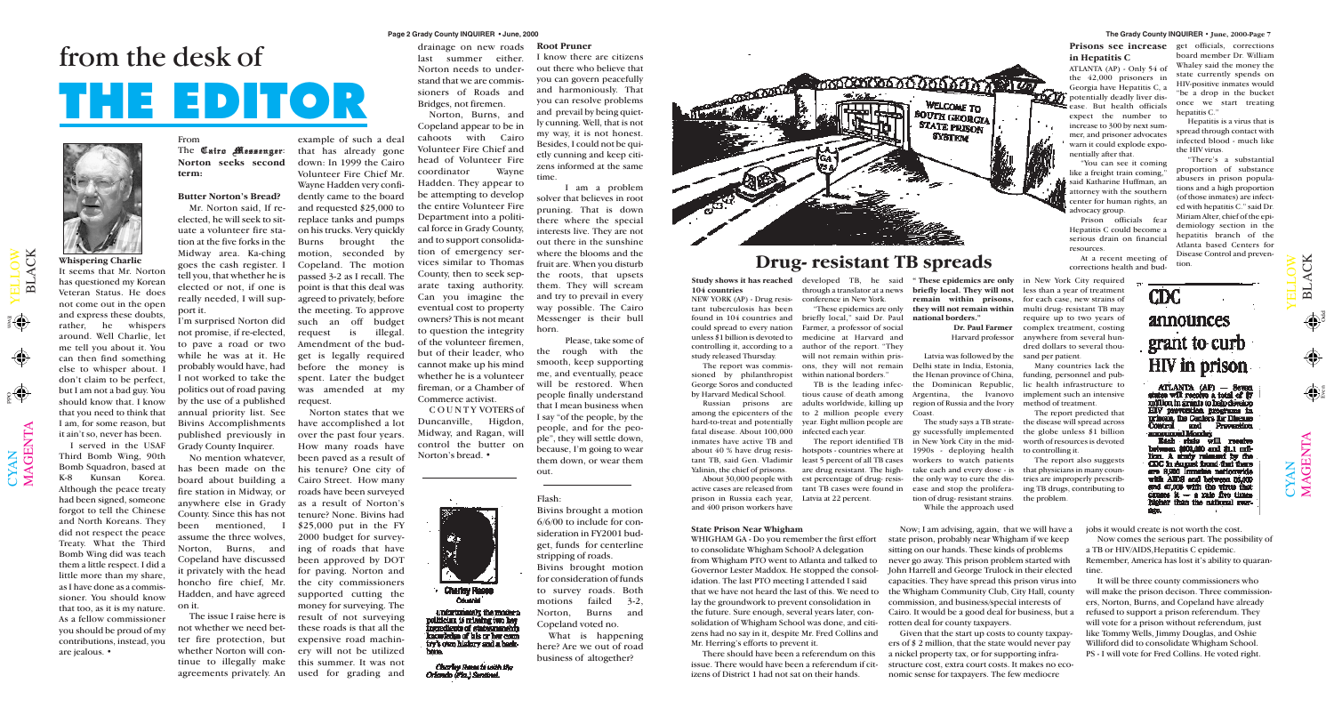# from the desk of THE EDITOR

**Whispering Charlie**

It seems that Mr. Norton has questioned my Korean Veteran Status. He does not come out in the open and express these doubts, rather, he whispers around. Well Charlie, let me tell you about it. You can then find something else to whisper about. I don't claim to be perfect, but I am not a bad guy. You should know that. I know that you need to think that I am, for some reason, but it ain't so, never has been.

I served in the USAF Third Bomb Wing, 90th Bomb Squadron, based at K-8 Kunsan Korea. Although the peace treaty had been signed, someone forgot to tell the Chinese and North Koreans. They did not respect the peace Treaty. What the Third Bomb Wing did was teach them a little respect. I did a little more than my share, as I have done as a commissioner. You should know that too, as it is my nature. As a fellow commissioner you should be proud of my contributions, instead, you are jealous. •

From The Cairo Messenger: **Norton seeks second term:**

**Butter Norton's Bread?**

Mr. Norton said, If re-elected, he will seek to situate a volunteer fire station at the five forks in the Midway area. Ka-ching goes the cash register. I tell you, that whether he is elected or not, if one is really needed, I will support it.

I'm surprised Norton did not promise, if re-elected, to pave a road or two while he was at it. He probably would have, had I not worked to take the politics out of road paving by the use of a published annual priority list. See Bivins Accomplishments published previously in Grady County Inquirer.

No mention whatever, has been made on the board about building a fire station in Midway, or anywhere else in Grady County. Since this has not been mentioned, I assume the three wolves, Norton, Burns, and Copeland have discussed it privately with the head honcho fire chief, Mr. Hadden, and have agreed on it.

The issue I raise here is not whether we need better fire protection, but whether Norton will continue to illegally make agreements privately. An example of such a deal that has already gone down: In 1999 the Cairo Volunteer Fire Chief Mr. Wayne Hadden very confidently came to the board and requested $25,000 to replace tanks and pumps on his trucks. Very quickly Burns brought the motion, seconded by Copeland. The motion passed 3-2 as I recall. The point is that this deal was agreed to privately, before the meeting. To approve such an off budget request is illegal. Amendment of the budget is legally required before the money is spent. Later the budget was amended at my request.

Norton states that we have accomplished a lot over the past four years. How many roads have been paved as a result of his tenure? One city of Cairo Street. How many roads have been surveyed as a result of Norton's tenure? None. Bivins had $25,000 put in the FY 2000 budget for surveying of roads that have been approved by DOT for paving. Norton and the city commissioners supported cutting the money for surveying. The result of not surveying these roads is that all the expensive road machinery will not be utilized this summer. It was not used for grading and drainage on new roads last summer either. Norton needs to understand that we are commissioners of Roads and Bridges, not firemen.

Norton, Burns, and Copeland appear to be in cahoots with Cairo Volunteer Fire Chief and head of Volunteer Fire coordinator Wayne Hadden. They appear to be attempting to develop the entire Volunteer Fire Department into a political force in Grady County, and to support consolidation of emergency services similar to Thomas County, then to seek separate taxing authority. Can you imagine the eventual cost to property owners? This is not meant to question the integrity of the volunteer firemen, but of their leader, who cannot make up his mind whether he is a volunteer fireman, or a Chamber of Commerce activist.

COUNTY VOTERS of Duncanville, Higdon, Midway, and Ragan, will control the button on Norton's bread. •

Charley Reese
Columnist

Unfortunately, the modern politician is missing two key ingredients of statesmanship: knowledge of his or her country's own history and a backbone.

*Charley Reese is with the Orlando (Fla.) Sentinel.*

**Root Pruner**

I know there are citizens out there who believe that you can govern peacefully and harmoniously. That you can resolve problems and prevail by being quietly cunning. Well, that is not my way, it is not honest. Besides, I could not be quietly cunning and keep citizens informed at the same time.

I am a problem solver that believes in root pruning. That is down there where the special interests live. They are not out there in the sunshine where the blooms and the fruit are. When you disturb the roots, that upsets them. They will scream and try to prevail in every way possible. The Cairo Messenger is their bull horn.

Please, take some of the rough with the smooth, keep supporting me, and eventually, peace will be restored. When people finally understand that I mean business when I say "of the people, by the people, and for the people", they will settle down, because, I'm going to wear them down, or wear them out.

Flash:

Bivins brought a motion 6/6/00 to include for consideration in FY2001 budget, funds for centerline stripping of roads.

Bivins brought motion for consideration of funds to survey roads. Both motions failed 3-2, Norton, Burns and Copeland voted no.

What is happening here? Are we out of road business of altogether?

# Drug- resistant TB spreads

**Study shows it has reached 104 countries**

NEW YORK (AP) - Drug resistant tuberculosis has been found in 104 countries and could spread to every nation unless $1 billion is devoted to controlling it, according to a study released Thursday.

The report was commissioned by philanthropist George Soros and conducted by Harvard Medical School.

Russian prisons are among the epicenters of the hard-to-treat and potentially fatal disease. About 100,000 inmates have active TB and about 40 % have drug resistant TB, said Gen. Vladimir Yalinin, the chief of prisons.

About 30,000 people with active cases are released from prison in Russia each year, and 400 prison workers have developed TB, he said through a translator at a news conference in New York.

"These epidemics are only briefly local," said Dr. Paul Farmer, a professor of social medicine at Harvard and author of the report. "They will not remain within prisons, they will not remain within national borders."

TB is the leading infectious cause of death among adults worldwide, killing up to 2 million people every year. Eight million people are infected each year.

The report identified TB hotspots - countries where at least 5 percent of all TB cases are drug resistant. The highest percentage of drug-resistant TB cases were found in Latvia at 22 percent.

Latvia was followed by the Delhi state in India, Estonia, the Henan province of China, the Dominican Republic, Argentina, the Ivanovo region of Russia and the Ivory Coast.

The study says a TB strategy sucessfully implemented in New York City in the mid-1990s - deploying health workers to watch patients take each and every dose - is the only way to cure the disease and stop the proliferation of drug-resistant strains.

While the approach used in New York City required less than a year of treatment for each case, new strains of multi drug-resistant TB may require up to two years of complex treatment, costing anywhere from several hundred dollars to several thousand per patient.

Many countries lack the funding, personnel and public health infrastructure to implement such an intensive method of treatment.

The report predicted that the disease will spread across the globe unless $1 billion worth of resources is devoted to controlling it.

The report also suggests that physicians in many countries are improperly prescribing TB drugs, contributing to the problem.

**" These epidemics are only briefly local. They will not remain within prisons, they will not remain within national borders."**

**Dr. Paul Farmer**
Harvard professor

**Prisons see increase in Hepatitis C**

ATLANTA (AP) - Only 54 of the 42,000 prisoners in Georgia have Hepatitis C, a potentially deadly liver disease. But health officials expect the number to increase to 300 by next summer, and prisoner advocates warn it could explode exponentially after that.

"You can see it coming like a freight train coming," said Katharine Huffman, an attorney with the southern center for human rights, an advocacy group.

Prison officials fear Hepatitis C could become a serious drain on financial resources.

At a recent meeting of corrections health and budget officials, corrections board member Dr. William Whaley said the money the state currently spends on HIV-positive inmates would "be a drop in the bucket once we start treating hepatitis C."

Hepatitis is a virus that is spread through contact with infected blood - much like the HIV virus.

"There's a substantial proportion of substance abusers in prison populations and a high proportion (of those inmates) are infected with hepatitis C." said Dr. Miriam Alter, chief of the epidemiology section in the hepatitis branch of the Atlanta based Centers for Disease Control and prevention.

## CDC announces grant to curb HIV in prison

ATLANTA (AP) — Seven states will receive a total of $7 million in grants to help develop HIV prevention programs in prisons, the Centers for Disease Control and Prevention announced Monday.

Each state will receive between $800,000 and $1.1 million. A study released by the CDC in August found that there are 8,280 inmates nationwide with AIDS and between 35,000 and 47,000 with the virus that causes it — a rate five times higher than the national average.

**State Prison Near Whigham**

WHIGHAM GA - Do you remember the first effort to consolidate Whigham School? A delegation from Whigham PTO went to Atlanta and talked to Governor Lester Maddox. He stopped the consolidation. The last PTO meeting I attended I said that we have not heard the last of this. We need to lay the groundwork to prevent consolidation in the future. Sure enough, several years later, consolidation of Whigham School was done, and citizens had no say in it, despite Mr. Fred Collins and Mr. Herring's efforts to prevent it.

There should have been a referendum on this issue. There would have been a referendum if citizens of District 1 had not sat on their hands.

Now; I am advising, again, that we will have a state prison, probably near Whigham if we keep sitting on our hands. These kinds of problems never go away. This prison problem started with John Harrell and George Trulock in their elected capacities. They have spread this prison virus into the Whigham Community Club, City Hall, county commission, and business/special interests of Cairo. It would be a good deal for business, but a rotten deal for county taxpayers.

Given that the start up costs to county taxpayers of $ 2 million, that the state would never pay a nickel property tax, or for supporting infrastructure cost, extra court costs. It makes no economic sense for taxpayers. The few mediocre jobs it would create is not worth the cost.

Now comes the serious part. The possibility of a TB or HIV/AIDS,Hepatitis C epidemic. Remember, America has lost it's ability to quarantine.

It will be three county commissioners who will make the prison decison. Three commissioners, Norton, Burns, and Copeland have already refused to support a prison referendum. They will vote for a prison without referendum, just like Tommy Wells, Jimmy Douglas, and Oshie Williford did to consolidate Whigham School. PS - I will vote for Fred Collins. He voted right.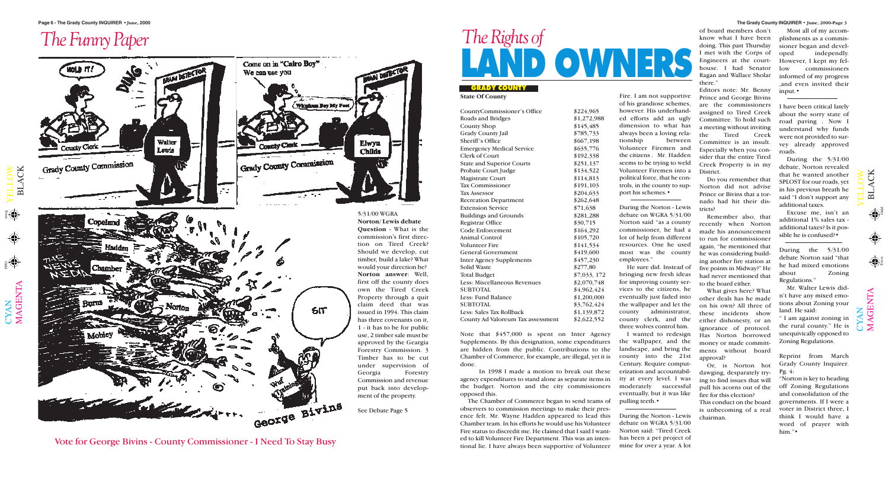# The Funny Paper

5/31/00 WGRA

**Norton/ Lewis debate**

**Question** - What is the commission's first direction on Tired Creek? Should we develop, cut timber, build a lake? What would your direction be?

**Norton answer**: Well, first off the county does own the Tired Creek Property through a quit claim deed that was issued in 1994. This claim has three covenants on it, 1 - it has to be for public use, 2 timber sale must be approved by the Geargia Forestry Commission. 3 Timber has to be cut under supervision of Georgia Forestry Commission and revenue put back into development of the property.

See Debate Page 5

Vote for George Bivins - County Commissioner - I Need To Stay Busy

# The Rights of LAND OWNERS

**GRADY COUNTY**

**State Of County**

| | |
|---|---|
| CountyCommissioner's Office | $224,965 |
| Roads and Bridges | $1,272,988 |
| County Shop | $145,485 |
| Grady County Jail | $785,735 |
| Sheriff's Office | $667,198 |
| Emergency Medical Service | $635,776 |
| Clerk of Court | $192,338 |
| State and Superior Courts | $251,137 |
| Probate Court Judge | $134,522 |
| Magistrate Court | $114,813 |
| Tax Commissioner | $191,103 |
| Tax Assessor | $204,633 |
| Recreation Department | $262,648 |
| Extension Service | $71,638 |
| Buildings and Grounds | $281,288 |
| Registrar Office | $30,715 |
| Code Enforcement | $164,292 |
| Animal Control | $105,720 |
| Volunteer Fire | $141,534 |
| General Government | $419,600 |
| Inter Agency Supplements | $457,230 |
| Solid Waste | $277,80 |
| Total Budget | $7,033, 172 |
| Less: Miscellaneous Revenues | $2,070,748 |
| SUBTOTAL | $4,962,424 |
| Less: Fund Balance | $1,200,000 |
| SUBTOTAL | $3,762,424 |
| Less: Sales Tax Rollback | $1,139,872 |
| County Ad Valoreum Tax assessment | $2,622,552 |

Note that $457,000 is spent on Inter Agency Supplements. By this designation, some expenditures are hidden from the public. Contributions to the Chamber of Commerce, for example, are illegal, yet it is done.

In 1998 I made a motion to break out these agency expenditures to stand alone as separate items in the budget. Norton and the city commissioners opposed this.

The Chamber of Commerce began to send teams of observers to commission meetings to make their presence felt. Mr. Wayne Hadden appeared to lead this Chamber team. In his efforts he would use his Volunteer Fire status to discredit me. He claimed that I said I wanted to kill Volunteer Fire Department. This was an intentional lie. I have always been supportive of Volunteer Fire. I am not supportive of his grandiose schemes, however. His underhanded efforts add an ugly dimension to what has always been a loving relationship between Volunteer Firemen and the citizens . Mr. Hadden seems to be trying to weld Volunteer Firemen into a political force, that he controls, in the county to support his schemes.•

---

During the Norton - Lewis debate on WGRA 5/31/00 Norton said "as a county commissioner, he had a lot of help from different resources. One he used most was the county employees."

He sure did. Instead of bringing new fresh ideas for improving county services to the citizens, he eventually just faded into the wallpaper and let the county administrator, county clerk, and the three wolves control him.

I wanted to redesign the wallpaper, and the landscape, and bring the county into the 21st Century. Require computerization and accountability at every level. I was moderately successful eventually, but it was like pulling teeth.•

---

During the Norton - Lewis debate on WGRA 5/31/00 Norton said: "Tired Creek has been a pet project of mine for over a year. A lot of board members don't know what I have been doing. This past Thursday I met with the Corps of Engineers at the courthouse. I had Senator Ragan and Wallace Sholar there."

Editors note: Mr. Benny Prince and George Bivins are the commissioners assigned to Tired Creek Committee. To hold such a meeting without inviting the Tired Creek Committee is an insult. Especially when you consider that the entire Tired Creek Property is in my District.

Do you remember that Norton did not advise Prince or Bivins that a tornado had hit their districts?

Remember also, that recently when Norton made his announcement to run for commissioner again, "he mentioned that he was considering building another fire station at five points in Midway?" He had never mentioned that to the board either.

What gives here? What other deals has he made on his own? All three of these incidents show either dishonesty, or an ignorance of protocol. Has Norton borrowed money or made committments without board approval?

Or, is Norton hot dawging, desparately trying to find issues that will pull his acorns out of the fire for this election?

This conduct on the board is unbecoming of a real chairman.

Most all of my accomplishments as a commissioner began and developed independly. However, I kept my fellow commissioners informed of my progress ,and even invited their input.•

---

I have been critical lately about the sorry state of road paving . Now I understand why funds were not provided to survey already approved roads.

During the 5/31/00 debate, Norton revealed that he wanted another SPLOST for our roads, yet in his previous breath he said "I don't support any additional taxes.

Excuse me, isn't an additional 1% sales tax - additional taxes? Is it possible he is confused?•

---

During the 5/31/00 debate Norton said "that he had mixed emotions about Zoning Regulations."

Mr. Walter Lewis didn't have any mixed emotions about Zoning your land. He said:

" I am against zoning in the rural county." He is unequivically opposed to Zoning Regulations.

Reprint from March Grady County Inquirer. Pg. 4:

"Norton is key to heading off Zoning Regulations and consolidation of the governments. If I were a voter in District three, I think I would have a word of prayer with him."•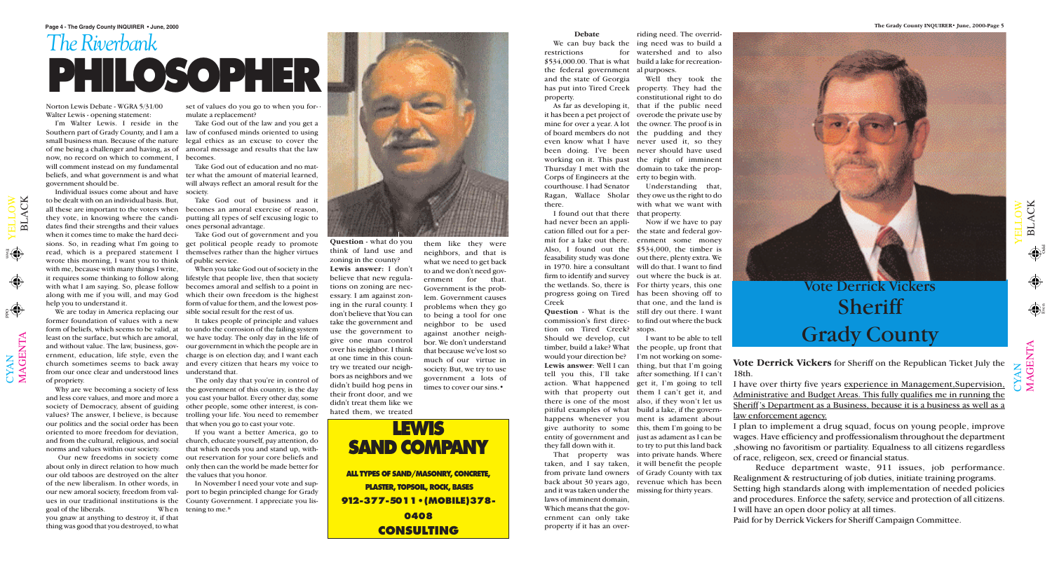# The Riverbank PHILOSOPHER

Norton Lewis Debate - WGRA 5/31/00
Walter Lewis - opening statement:

I'm Walter Lewis. I reside in the Southern part of Grady County, and I am a small business man. Because of the nature of me being a challenger and having, as of now, no record on which to comment, I will comment instead on my fundamental beliefs, and what government is and what government should be.

Individual issues come about and have to be dealt with on an individual basis. But, all these are important to the voters when they vote, in knowing where the candidates find their strengths and their values when it comes time to make the hard decisions. So, in reading what I'm going to read, which is a prepared statement I wrote this morning, I want you to think with me, because with many things I write, it requires some thinking to follow along with what I am saying. So, please follow along with me if you will, and may God help you to understand it.

We are today in America replacing our former foundation of values with a new form of beliefs, which seems to be valid, at least on the surface, but which are amoral, and without value. The law, business, government, education, life style, even the church sometimes seems to back away from our once clear and understood lines of propriety.

Why are we becoming a society of less and less core values, and more and more a society of Democracy, absent of guiding values? The answer, I believe, is because our politics and the social order has been oriented to more freedom for deviation, and from the cultural, religious, and social norms and values within our society.

Our new freedoms in society come about only in direct relation to how much our old taboos are destroyed on the alter of the new liberalism. In other words, in our new amoral society, freedom from values in our traditional institutions is the goal of the liberals. When you gnaw at anything to destroy it, if that thing was good that you destroyed, to what set of values do you go to when you formulate a replacement?

Take God out of the law and you get a law of confused minds oriented to using legal ethics as an excuse to cover the amoral message and results that the law becomes.

Take God out of education and no matter what the amount of material learned, will always reflect an amoral result for the society.

Take God out of business and it becomes an amoral exercise of reason, putting all types of self excusing logic to ones personal advantage.

Take God out of government and you get political people ready to promote themselves rather than the higher virtues of public service.

When you take God out of society in the lifestyle that people live, then that society becomes amoral and selfish to a point in which their own freedom is the highest form of value for them, and the lowest possible social result for the rest of us.

It takes people of principle and values to undo the corrosion of the failing system we have today. The only day in the life of our government in which the people are in charge is on election day, and I want each and every citizen that hears my voice to understand that.

The only day that you're in control of the government of this country, is the day you cast your ballot. Every other day, some other people, some other interest, is controlling your life. You need to remember that when you go to cast your vote.

If you want a better America, go to church, educate yourself, pay attention, do that which needs you and stand up, without reservation for your core beliefs and only then can the world be made better for the values that you honor.

In November I need your vote and support to begin principled change for Grady County Government. I appreciate you listening to me.*

**Question** - what do you think of land use and zoning in the county?

**Lewis answer:** I don't believe that new regulations on zoning are necessary. I am against zoning in the rural county. I don't believe that You can take the government and use the government to give one man control over his neighbor. I think at one time in this country we treated our neighbors as neighbors and we didn't build hog pens in their front door, and we didn't treat them like we hated them, we treated them like they were neighbors, and that is what we need to get back to and we don't need government for that. Government is the problem. Government causes problems when they go to being a tool for one neighbor to be used against another neighbor. We don't understand that because we've lost so much of our virtue in society. But, we try to use government a lots of times to cover our sins.*

## LEWIS SAND COMPANY

**ALL TYPES OF SAND/MASONRY, CONCRETE, PLASTER, TOPSOIL, ROCK, BASES**

**912-377-5011 • (MOBILE)378-0408**

**CONSULTING**

**Debate**

We can buy back the restrictions for $534,000.00. That is what the federal government and the state of Georgia has put into Tired Creek property.

As far as developing it, it has been a pet project of mine for over a year. A lot of board members do not even know what I have been doing. I've been working on it. This past Thursday I met with the Corps of Engineers at the courthouse. I had Senator Ragan, Wallace Sholar there.

I found out that there had never been an application filled out for a permit for a lake out there. Also, I found out the feasability study was done in 1970. hire a consultant firm to identify and survey the wetlands. So, there is progress going on Tired Creek

**Question** - What is the commission's first direction on Tired Creek? Should we develop, cut timber, build a lake? What would your direction be?

**Lewis answer**: Well I can tell you this, I'll take action. What happened with that property out there is one of the most pitiful examples of what happens whenever you give authority to some entity of government and they fall down with it.

That property was taken, and I say taken, from private land owners back about 30 years ago, and it was taken under the laws of imminent domain. Which means that the government can only take property if it has an overriding need. The overriding need was to build a watershed and to also build a lake for recreational purposes.

Well they took the property. They had the constitutional right to do that if the public need overode the private use by the owner. The proof is in the pudding and they never used it, so they never should have used the right of imminent domain to take the property to begin with.

Understanding that, they owe us the right to do with what we want with that property.

Now if we have to pay the state and federal government some money $534,000, the timber is out there, plenty extra. We will do that. I want to find out where the buck is at. For thirty years, this one has been shoving off to that one, and the land is still dry out there. I want to find out where the buck stops.

I want to be able to tell the people, up front that I'm not working on something, and that I'm going after something. If I can't get it, I'm going to tell them I can't get it, and also, if they won't let us build a lake, if the government is adament about this, them I'm going to be just as adament as I can be to try to put this land back into private hands. Where it will benefit the people of Grady County with tax revenue which has been missing for thirty years.

## Vote Derrick Vickers

# Sheriff Grady County

**Vote Derrick Vickers** for Sheriff on the Republican Ticket July the 18th.

I have over thirty five years experience in Management,Supervision, Administrative and Budget Areas. This fully qualifies me in running the Sheriff's Department as a Business, because it is a business as well as a law enforcement agency.

I plan to implement a drug squad, focus on young people, improve wages. Have efficiency and proffessionalism throughout the department ,showing no favoritism or partiality. Equalness to all citizens regardless of race, religeon, sex, creed or financial status.

Reduce department waste, 911 issues, job performance. Realignment & restructuring of job duties, initiate training programs. Setting high standards along with implementation of needed policies and procedures. Enforce the safety, service and protection of all citizens. I will have an open door policy at all times.

Paid for by Derrick Vickers for Sheriff Campaign Committee.